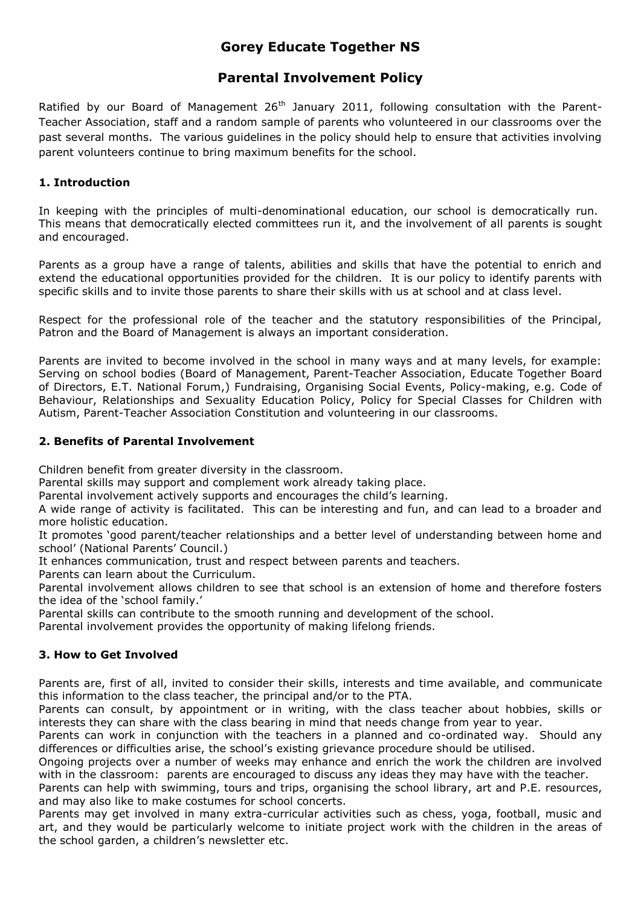# Gorey Educate Together NS

## Parental Involvement Policy

Ratified by our Board of Management 26th January 2011, following consultation with the Parent-Teacher Association, staff and a random sample of parents who volunteered in our classrooms over the past several months. The various guidelines in the policy should help to ensure that activities involving parent volunteers continue to bring maximum benefits for the school.

### 1. Introduction

In keeping with the principles of multi-denominational education, our school is democratically run. This means that democratically elected committees run it, and the involvement of all parents is sought and encouraged.

Parents as a group have a range of talents, abilities and skills that have the potential to enrich and extend the educational opportunities provided for the children. It is our policy to identify parents with specific skills and to invite those parents to share their skills with us at school and at class level.

Respect for the professional role of the teacher and the statutory responsibilities of the Principal, Patron and the Board of Management is always an important consideration.

Parents are invited to become involved in the school in many ways and at many levels, for example: Serving on school bodies (Board of Management, Parent-Teacher Association, Educate Together Board of Directors, E.T. National Forum,) Fundraising, Organising Social Events, Policy-making, e.g. Code of Behaviour, Relationships and Sexuality Education Policy, Policy for Special Classes for Children with Autism, Parent-Teacher Association Constitution and volunteering in our classrooms.

### 2. Benefits of Parental Involvement

Children benefit from greater diversity in the classroom.

Parental skills may support and complement work already taking place.

Parental involvement actively supports and encourages the child's learning.

A wide range of activity is facilitated. This can be interesting and fun, and can lead to a broader and more holistic education.

It promotes 'good parent/teacher relationships and a better level of understanding between home and school' (National Parents' Council.)

It enhances communication, trust and respect between parents and teachers.

Parents can learn about the Curriculum.

Parental involvement allows children to see that school is an extension of home and therefore fosters the idea of the 'school family.'

Parental skills can contribute to the smooth running and development of the school.

Parental involvement provides the opportunity of making lifelong friends.

### 3. How to Get Involved

Parents are, first of all, invited to consider their skills, interests and time available, and communicate this information to the class teacher, the principal and/or to the PTA.

Parents can consult, by appointment or in writing, with the class teacher about hobbies, skills or interests they can share with the class bearing in mind that needs change from year to year.

Parents can work in conjunction with the teachers in a planned and co-ordinated way. Should any differences or difficulties arise, the school's existing grievance procedure should be utilised.

Ongoing projects over a number of weeks may enhance and enrich the work the children are involved with in the classroom: parents are encouraged to discuss any ideas they may have with the teacher.

Parents can help with swimming, tours and trips, organising the school library, art and P.E. resources, and may also like to make costumes for school concerts.

Parents may get involved in many extra-curricular activities such as chess, yoga, football, music and art, and they would be particularly welcome to initiate project work with the children in the areas of the school garden, a children's newsletter etc.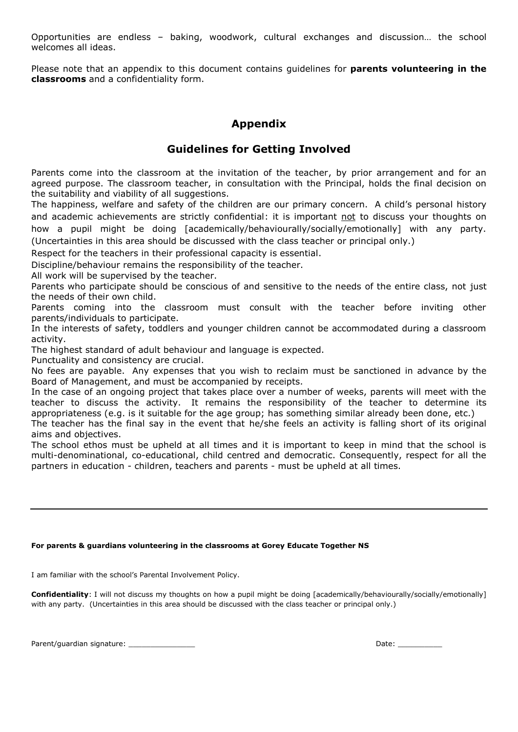Opportunities are endless – baking, woodwork, cultural exchanges and discussion… the school welcomes all ideas.

Please note that an appendix to this document contains guidelines for **parents volunteering in the classrooms** and a confidentiality form.

## Appendix

## Guidelines for Getting Involved

Parents come into the classroom at the invitation of the teacher, by prior arrangement and for an agreed purpose. The classroom teacher, in consultation with the Principal, holds the final decision on the suitability and viability of all suggestions.

The happiness, welfare and safety of the children are our primary concern. A child's personal history and academic achievements are strictly confidential: it is important <u>not</u> to discuss your thoughts on how a pupil might be doing [academically/behaviourally/socially/emotionally] with any party. (Uncertainties in this area should be discussed with the class teacher or principal only.)

Respect for the teachers in their professional capacity is essential.

Discipline/behaviour remains the responsibility of the teacher.

All work will be supervised by the teacher.

Parents who participate should be conscious of and sensitive to the needs of the entire class, not just the needs of their own child.

Parents coming into the classroom must consult with the teacher before inviting other parents/individuals to participate.

In the interests of safety, toddlers and younger children cannot be accommodated during a classroom activity.

The highest standard of adult behaviour and language is expected.

Punctuality and consistency are crucial.

No fees are payable. Any expenses that you wish to reclaim must be sanctioned in advance by the Board of Management, and must be accompanied by receipts.

In the case of an ongoing project that takes place over a number of weeks, parents will meet with the teacher to discuss the activity. It remains the responsibility of the teacher to determine its appropriateness (e.g. is it suitable for the age group; has something similar already been done, etc.)

The teacher has the final say in the event that he/she feels an activity is falling short of its original aims and objectives.

The school ethos must be upheld at all times and it is important to keep in mind that the school is multi-denominational, co-educational, child centred and democratic. Consequently, respect for all the partners in education - children, teachers and parents - must be upheld at all times.

---

**For parents & guardians volunteering in the classrooms at Gorey Educate Together NS**

I am familiar with the school's Parental Involvement Policy.

**Confidentiality**: I will not discuss my thoughts on how a pupil might be doing [academically/behaviourally/socially/emotionally] with any party. (Uncertainties in this area should be discussed with the class teacher or principal only.)

Parent/guardian signature: _______________ Date: __________